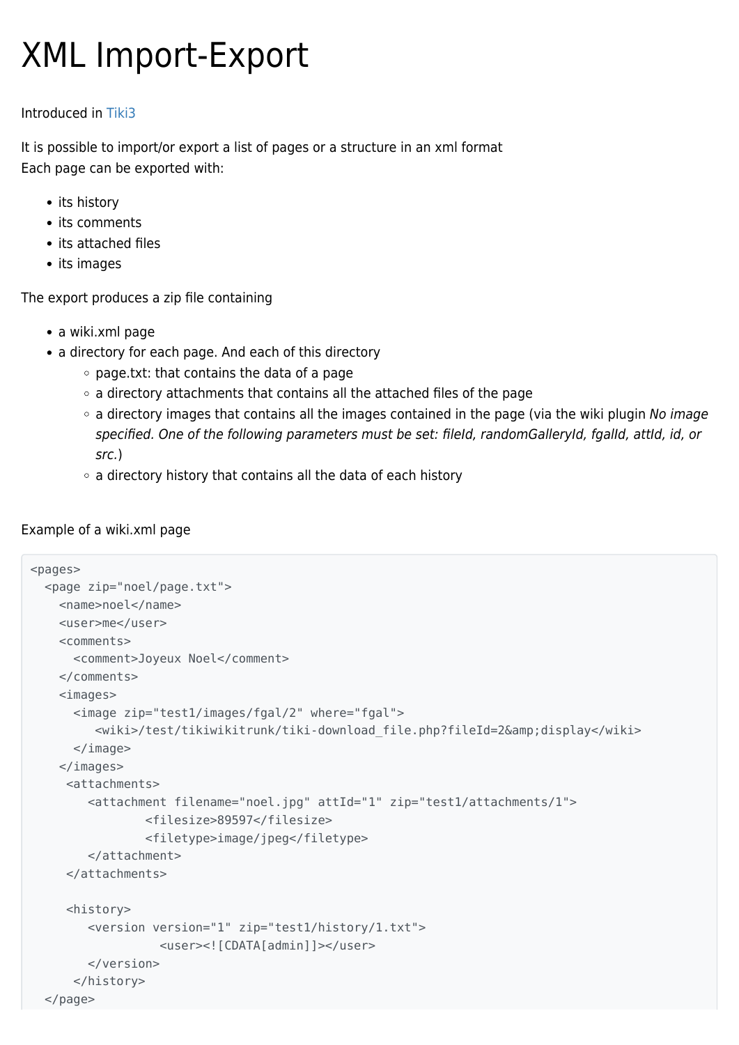# XML Import-Export

Introduced in Tiki3

It is possible to import/or export a list of pages or a structure in an xml format
Each page can be exported with:

- its history
- its comments
- its attached files
- its images

The export produces a zip file containing

- a wiki.xml page
- a directory for each page. And each of this directory
  - page.txt: that contains the data of a page
  - a directory attachments that contains all the attached files of the page
  - a directory images that contains all the images contained in the page (via the wiki plugin *No image specified. One of the following parameters must be set: fileId, randomGalleryId, fgalId, attId, id, or src.*)
  - a directory history that contains all the data of each history

Example of a wiki.xml page

```
<pages>
  <page zip="noel/page.txt">
    <name>noel</name>
    <user>me</user>
    <comments>
      <comment>Joyeux Noel</comment>
    </comments>
    <images>
      <image zip="test1/images/fgal/2" where="fgal">
         <wiki>/test/tikiwikitrunk/tiki-download_file.php?fileId=2&amp;display</wiki>
      </image>
    </images>
     <attachments>
        <attachment filename="noel.jpg" attId="1" zip="test1/attachments/1">
                <filesize>89597</filesize>
                <filetype>image/jpeg</filetype>
        </attachment>
     </attachments>

     <history>
        <version version="1" zip="test1/history/1.txt">
                  <user><![CDATA[admin]]></user>
        </version>
      </history>
  </page>
```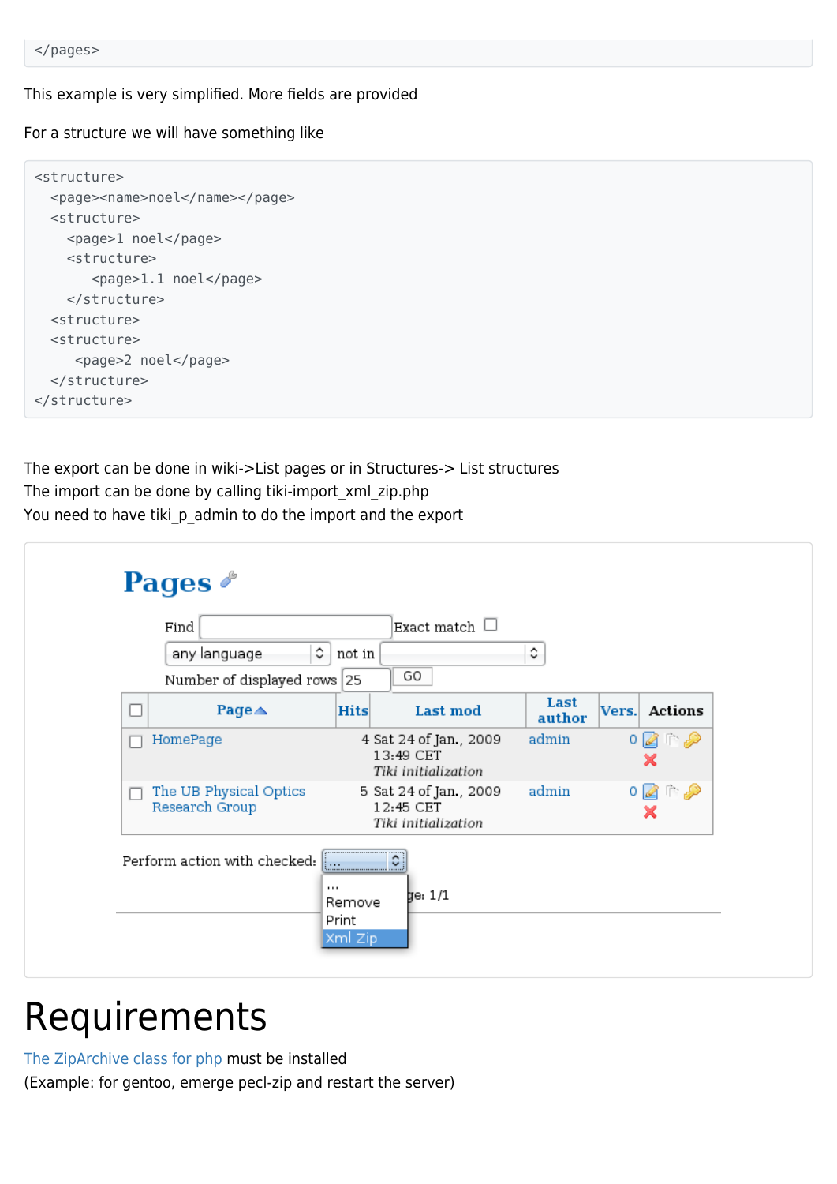```
</pages>
```

This example is very simplified. More fields are provided

For a structure we will have something like

```
<structure>
  <page><name>noel</name></page>
  <structure>
    <page>1 noel</page>
    <structure>
       <page>1.1 noel</page>
    </structure>
  <structure>
  <structure>
     <page>2 noel</page>
  </structure>
</structure>
```

The export can be done in wiki->List pages or in Structures-> List structures
The import can be done by calling tiki-import_xml_zip.php
You need to have tiki_p_admin to do the import and the export

# Requirements

The ZipArchive class for php must be installed
(Example: for gentoo, emerge pecl-zip and restart the server)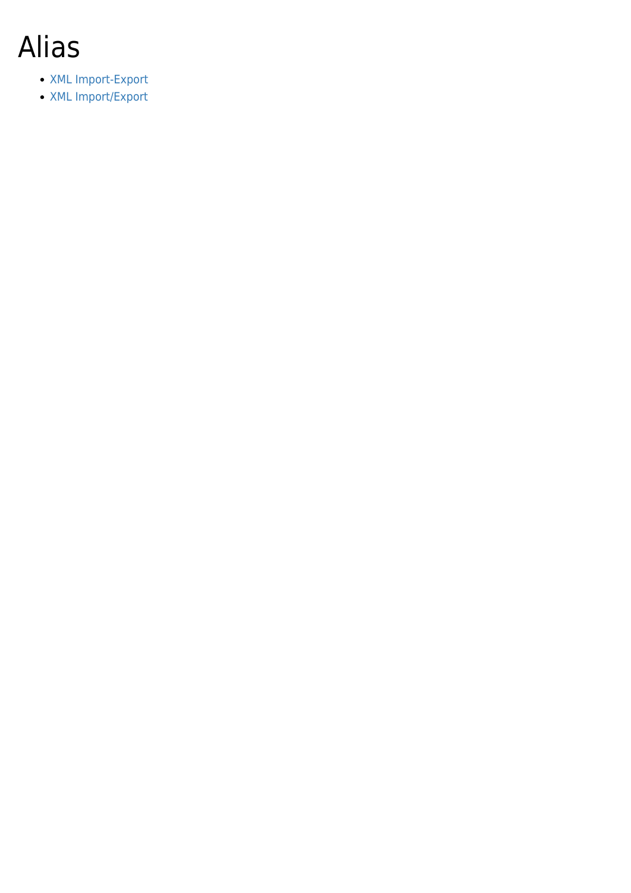# Alias

- XML Import-Export
- XML Import/Export